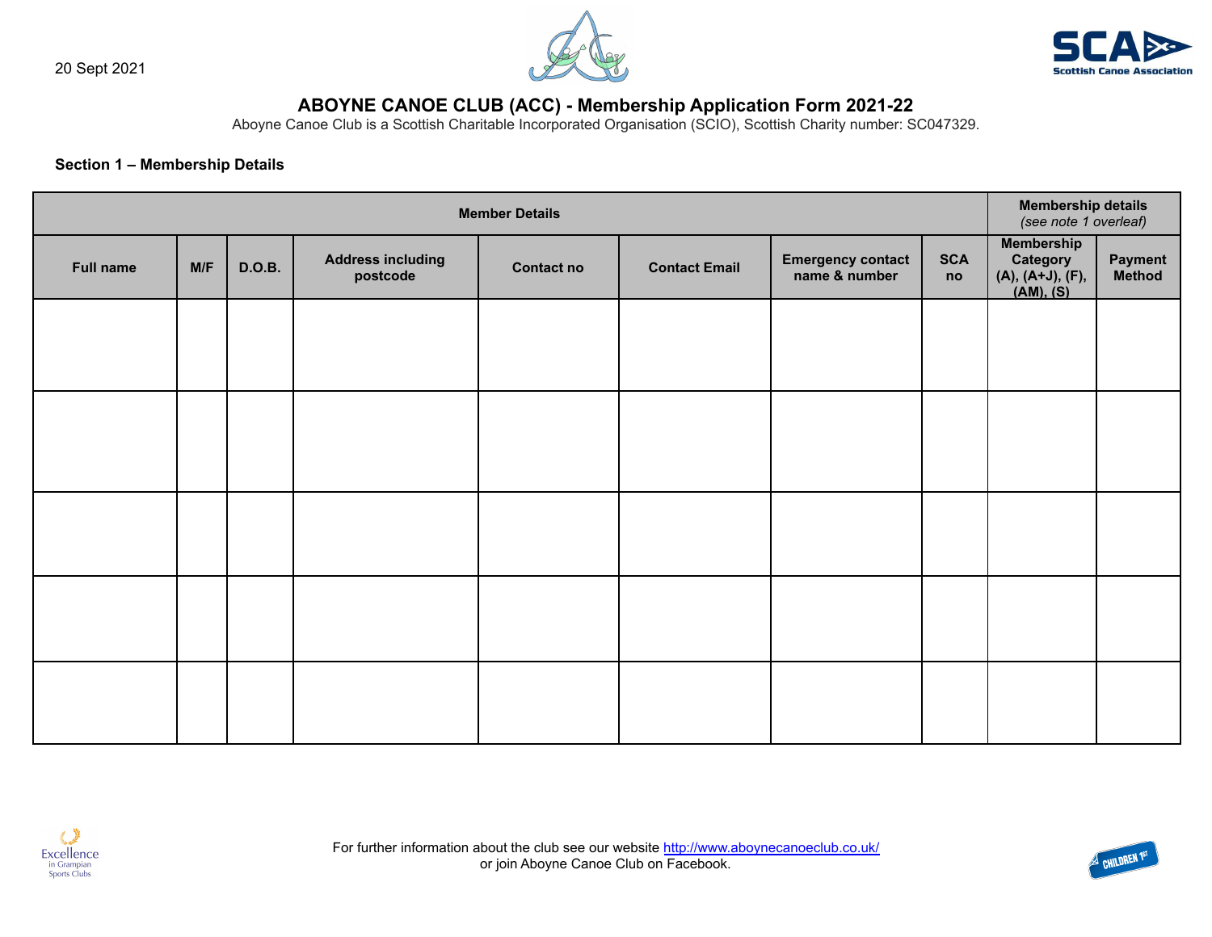20 Sept 2021

# ABOYNE CANOE CLUB (ACC) - Membership Application Form 2021-22

Aboyne Canoe Club is a Scottish Charitable Incorporated Organisation (SCIO), Scottish Charity number: SC047329.

**Section 1 – Membership Details**

| Member Details | | | | | | | | Membership details *(see note 1 overleaf)* | |
|---|---|---|---|---|---|---|---|---|---|
| **Full name** | **M/F** | **D.O.B.** | **Address including postcode** | **Contact no** | **Contact Email** | **Emergency contact name & number** | **SCA no** | **Membership Category (A), (A+J), (F), (AM), (S)** | **Payment Method** |
| | | | | | | | | | |
| | | | | | | | | | |
| | | | | | | | | | |
| | | | | | | | | | |
| | | | | | | | | | |

For further information about the club see our website http://www.aboynecanoeclub.co.uk/
or join Aboyne Canoe Club on Facebook.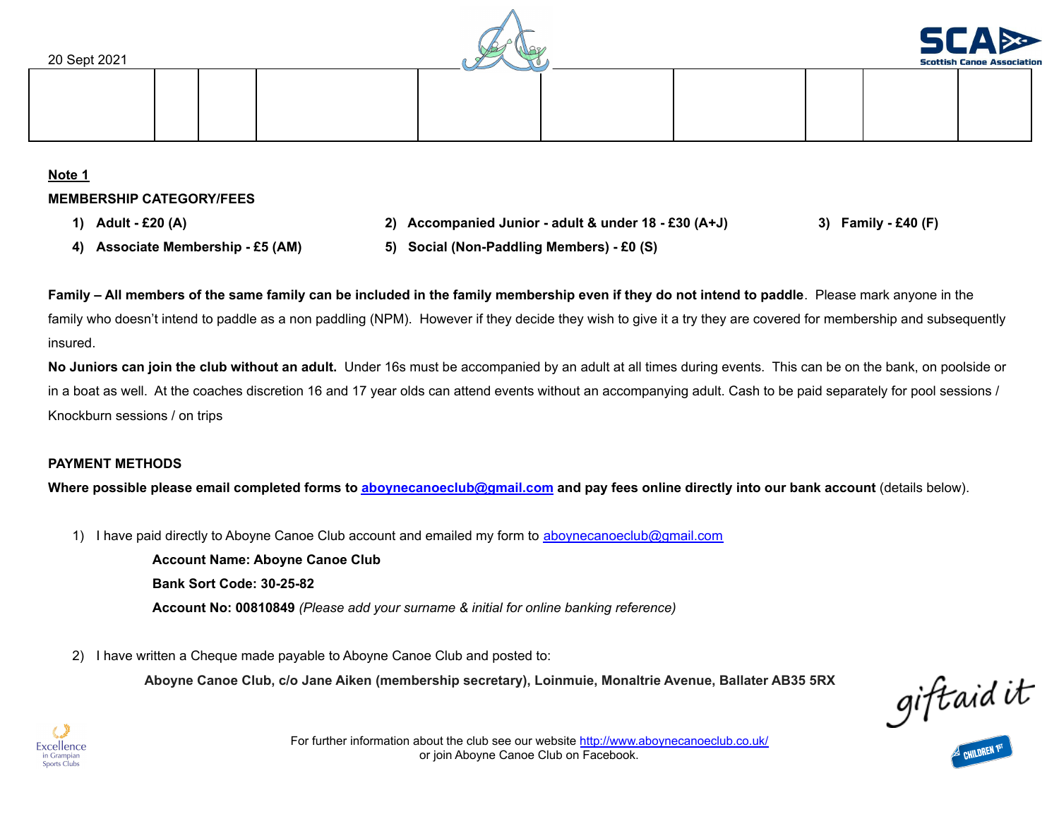20 Sept 2021

| | | | | | | | | | |
|---|---|---|---|---|---|---|---|---|---|
| | | | | | | | | | |

**Note 1**

**MEMBERSHIP CATEGORY/FEES**

1) **Adult - £20 (A)**
2) **Accompanied Junior - adult & under 18 - £30 (A+J)**
3) **Family - £40 (F)**
4) **Associate Membership - £5 (AM)**
5) **Social (Non-Paddling Members) - £0 (S)**

**Family – All members of the same family can be included in the family membership even if they do not intend to paddle**. Please mark anyone in the family who doesn't intend to paddle as a non paddling (NPM). However if they decide they wish to give it a try they are covered for membership and subsequently insured.

**No Juniors can join the club without an adult.** Under 16s must be accompanied by an adult at all times during events. This can be on the bank, on poolside or in a boat as well. At the coaches discretion 16 and 17 year olds can attend events without an accompanying adult. Cash to be paid separately for pool sessions / Knockburn sessions / on trips

**PAYMENT METHODS**

**Where possible please email completed forms to aboynecanoeclub@gmail.com and pay fees online directly into our bank account** (details below).

1) I have paid directly to Aboyne Canoe Club account and emailed my form to aboynecanoeclub@gmail.com

   **Account Name: Aboyne Canoe Club**

   **Bank Sort Code: 30-25-82**

   **Account No: 00810849** *(Please add your surname & initial for online banking reference)*

2) I have written a Cheque made payable to Aboyne Canoe Club and posted to:

   **Aboyne Canoe Club, c/o Jane Aiken (membership secretary), Loinmuie, Monaltrie Avenue, Ballater AB35 5RX**

For further information about the club see our website http://www.aboynecanoeclub.co.uk/
or join Aboyne Canoe Club on Facebook.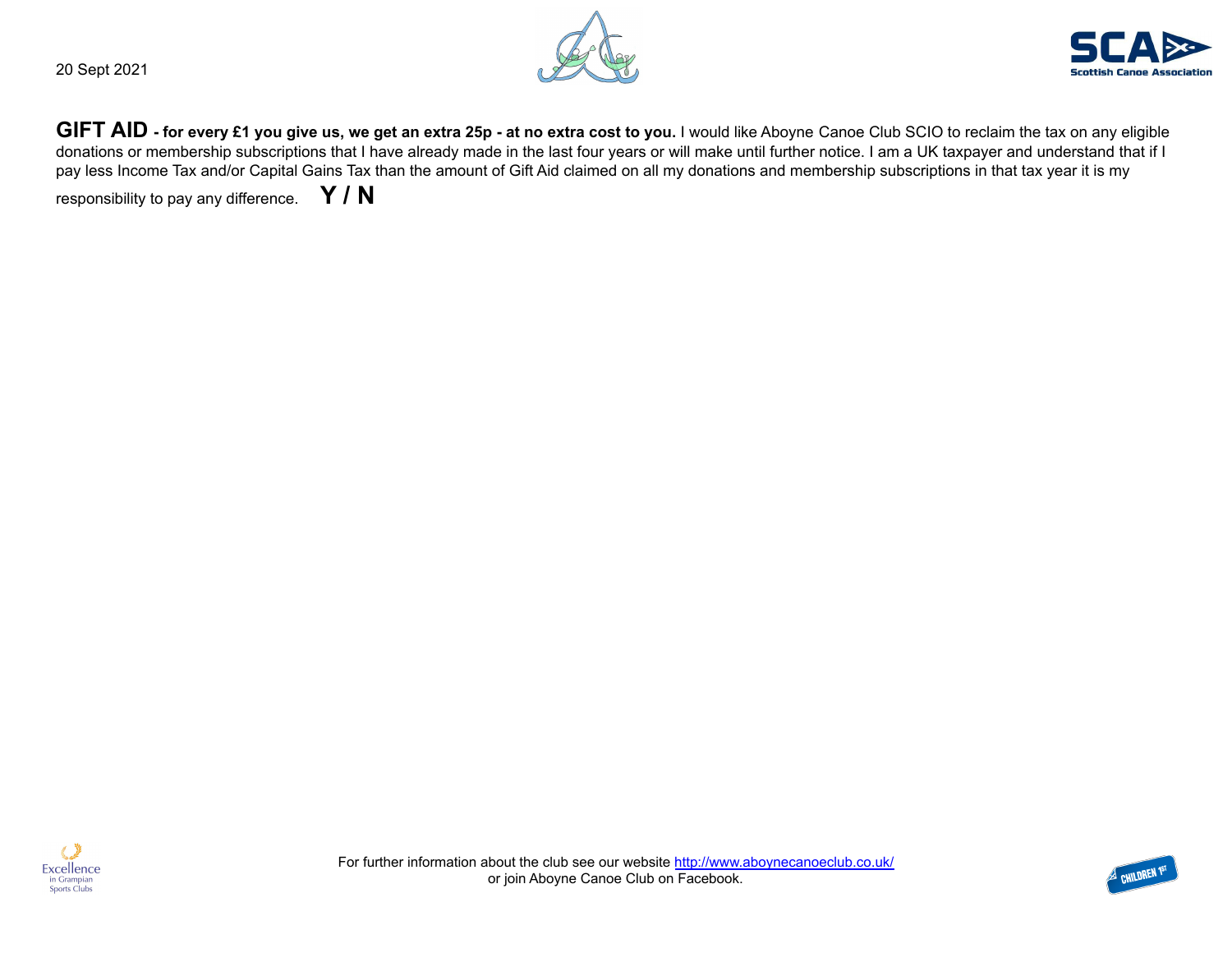20 Sept 2021

**GIFT AID** **- for every £1 you give us, we get an extra 25p - at no extra cost to you.** I would like Aboyne Canoe Club SCIO to reclaim the tax on any eligible donations or membership subscriptions that I have already made in the last four years or will make until further notice. I am a UK taxpayer and understand that if I pay less Income Tax and/or Capital Gains Tax than the amount of Gift Aid claimed on all my donations and membership subscriptions in that tax year it is my responsibility to pay any difference. **Y / N**

For further information about the club see our website http://www.aboynecanoeclub.co.uk/ or join Aboyne Canoe Club on Facebook.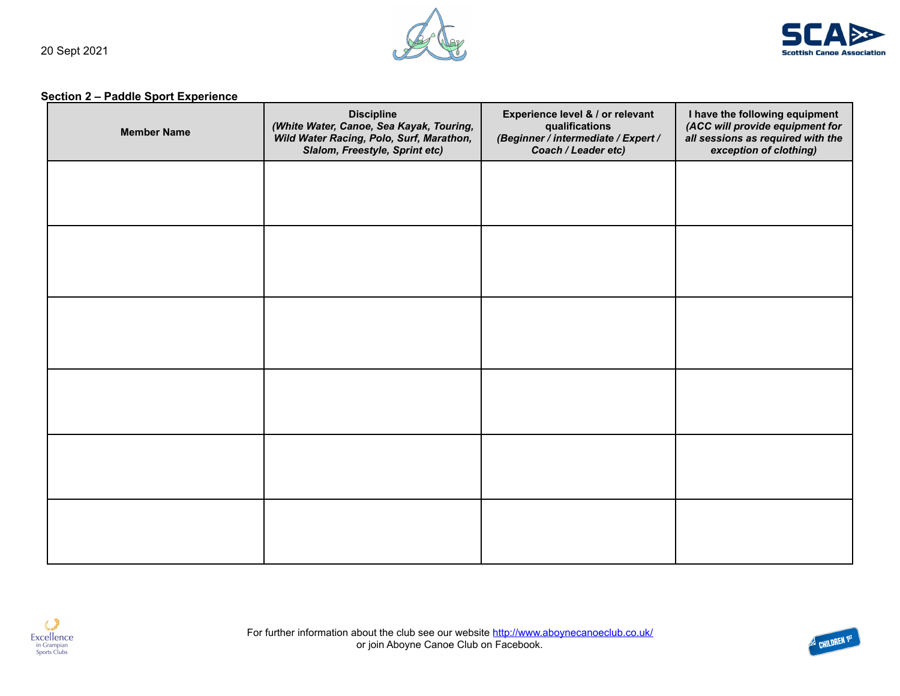20 Sept 2021

**Section 2 – Paddle Sport Experience**

| **Member Name** | **Discipline** *(White Water, Canoe, Sea Kayak, Touring, Wild Water Racing, Polo, Surf, Marathon, Slalom, Freestyle, Sprint etc)* | **Experience level & / or relevant qualifications** *(Beginner / intermediate / Expert / Coach / Leader etc)* | **I have the following equipment** *(ACC will provide equipment for all sessions as required with the exception of clothing)* |
|---|---|---|---|
| | | | |
| | | | |
| | | | |
| | | | |
| | | | |
| | | | |

For further information about the club see our website [http://www.aboynecanoeclub.co.uk/](http://www.aboynecanoeclub.co.uk/) or join Aboyne Canoe Club on Facebook.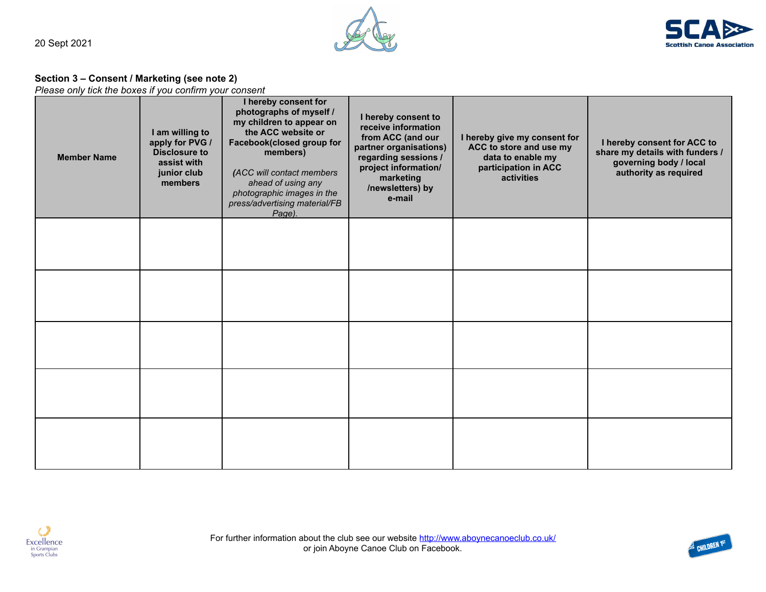20 Sept 2021

**Section 3 – Consent / Marketing (see note 2)**

*Please only tick the boxes if you confirm your consent*

| **Member Name** | **I am willing to apply for PVG / Disclosure to assist with junior club members** | **I hereby consent for photographs of myself / my children to appear on the ACC website or Facebook(closed group for members)** *(ACC will contact members ahead of using any photographic images in the press/advertising material/FB Page).* | **I hereby consent to receive information from ACC (and our partner organisations) regarding sessions / project information/ marketing /newsletters) by e-mail** | **I hereby give my consent for ACC to store and use my data to enable my participation in ACC activities** | **I hereby consent for ACC to share my details with funders / governing body / local authority as required** |
|---|---|---|---|---|---|
| | | | | | |
| | | | | | |
| | | | | | |
| | | | | | |
| | | | | | |

For further information about the club see our website http://www.aboynecanoeclub.co.uk/ or join Aboyne Canoe Club on Facebook.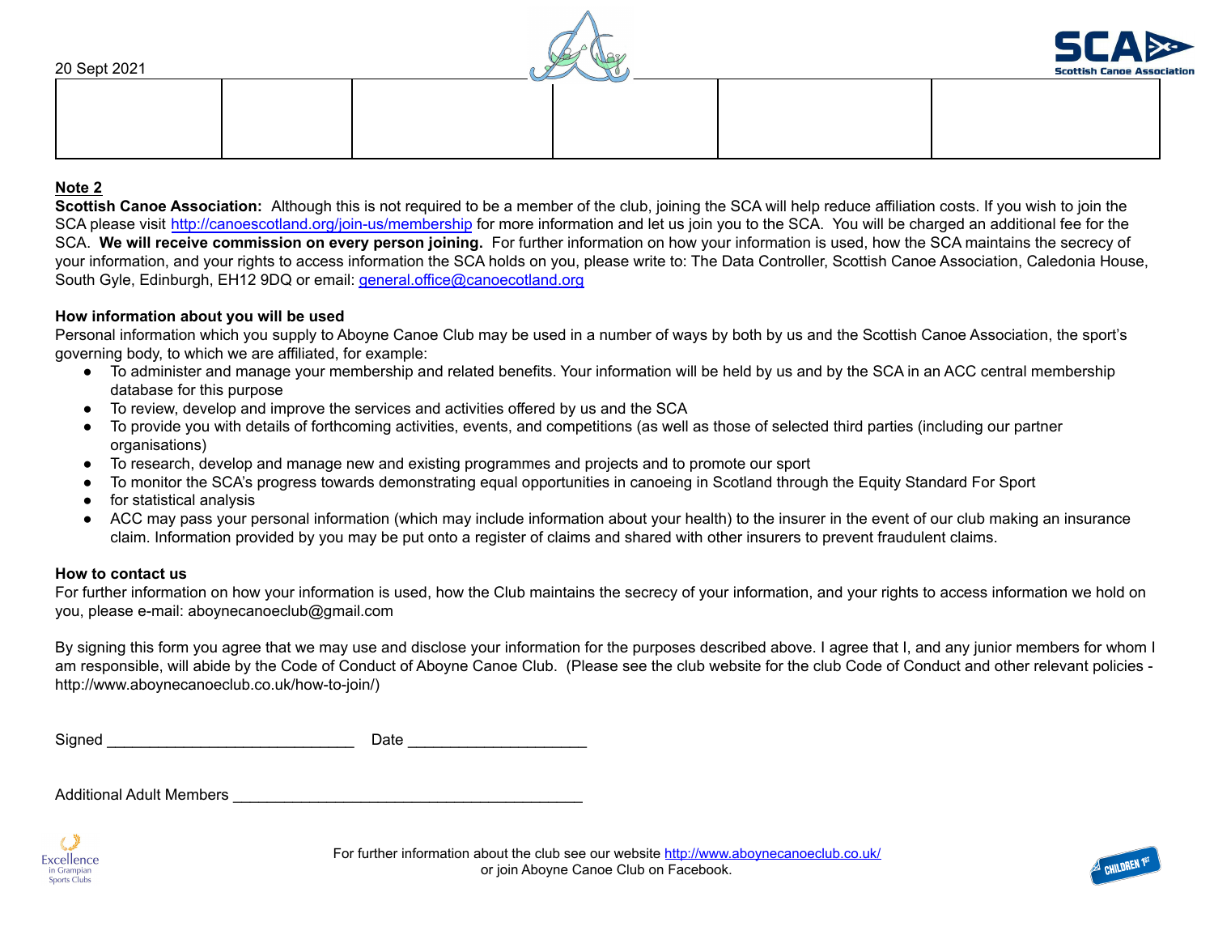20 Sept 2021

| | | | | | |
|---|---|---|---|---|---|
| | | | | | |

**Note 2**

**Scottish Canoe Association:** Although this is not required to be a member of the club, joining the SCA will help reduce affiliation costs. If you wish to join the SCA please visit http://canoescotland.org/join-us/membership for more information and let us join you to the SCA. You will be charged an additional fee for the SCA. **We will receive commission on every person joining.** For further information on how your information is used, how the SCA maintains the secrecy of your information, and your rights to access information the SCA holds on you, please write to: The Data Controller, Scottish Canoe Association, Caledonia House, South Gyle, Edinburgh, EH12 9DQ or email: general.office@canoecotland.org

**How information about you will be used**

Personal information which you supply to Aboyne Canoe Club may be used in a number of ways by both by us and the Scottish Canoe Association, the sport's governing body, to which we are affiliated, for example:

- To administer and manage your membership and related benefits. Your information will be held by us and by the SCA in an ACC central membership database for this purpose
- To review, develop and improve the services and activities offered by us and the SCA
- To provide you with details of forthcoming activities, events, and competitions (as well as those of selected third parties (including our partner organisations)
- To research, develop and manage new and existing programmes and projects and to promote our sport
- To monitor the SCA's progress towards demonstrating equal opportunities in canoeing in Scotland through the Equity Standard For Sport
- for statistical analysis
- ACC may pass your personal information (which may include information about your health) to the insurer in the event of our club making an insurance claim. Information provided by you may be put onto a register of claims and shared with other insurers to prevent fraudulent claims.

**How to contact us**

For further information on how your information is used, how the Club maintains the secrecy of your information, and your rights to access information we hold on you, please e-mail: aboynecanoeclub@gmail.com

By signing this form you agree that we may use and disclose your information for the purposes described above. I agree that I, and any junior members for whom I am responsible, will abide by the Code of Conduct of Aboyne Canoe Club. (Please see the club website for the club Code of Conduct and other relevant policies - http://www.aboynecanoeclub.co.uk/how-to-join/)

Signed ______________________________ Date _____________________

Additional Adult Members ___________________________________________

For further information about the club see our website http://www.aboynecanoeclub.co.uk/
or join Aboyne Canoe Club on Facebook.